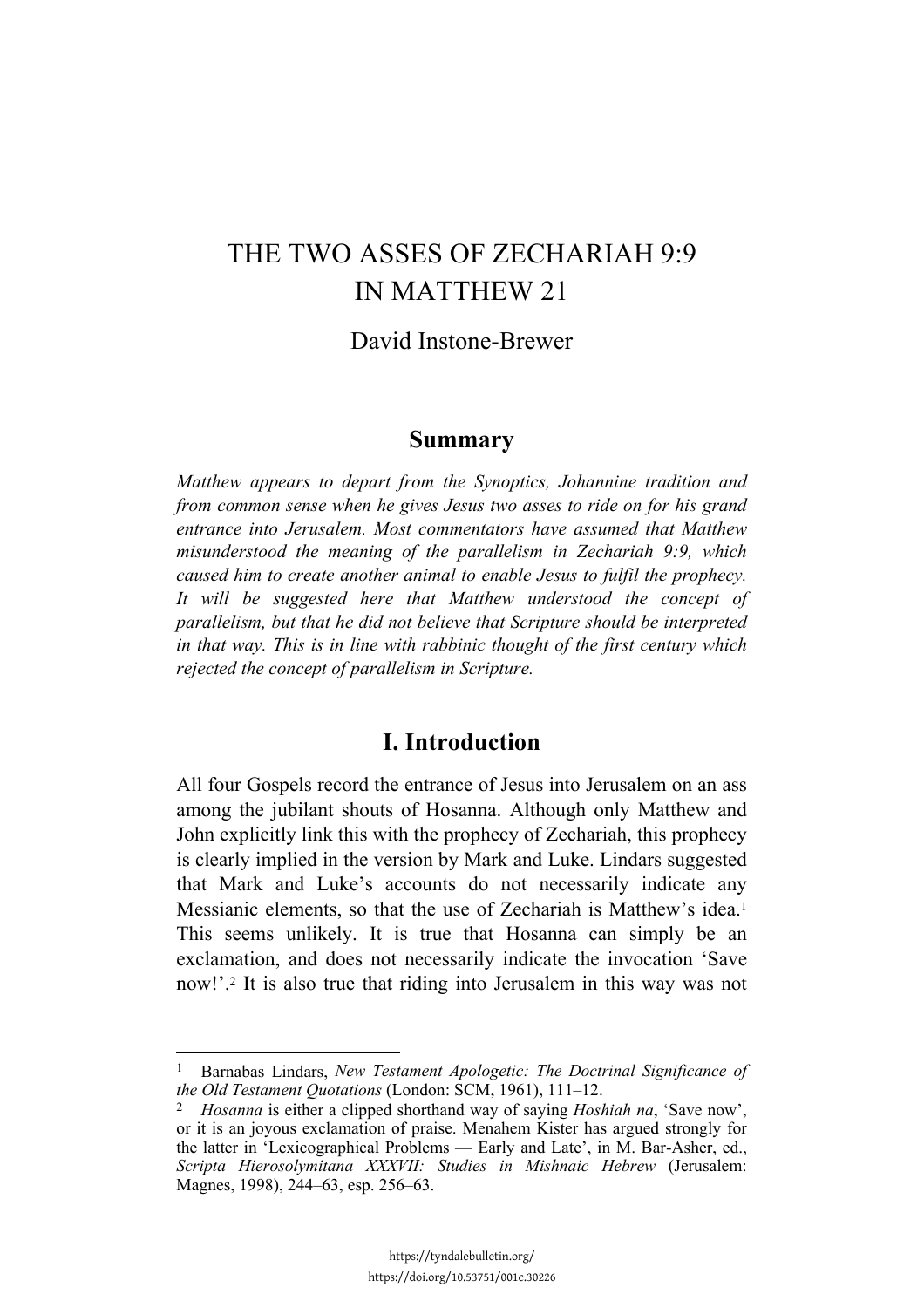# THE TWO ASSES OF ZECHARIAH 9:9 IN MATTHEW 21

David Instone-Brewer

## Summary

*Matthew appears to depart from the Synoptics, Johannine tradition and from common sense when he gives Jesus two asses to ride on for his grand entrance into Jerusalem. Most commentators have assumed that Matthew misunderstood the meaning of the parallelism in Zechariah 9:9, which caused him to create another animal to enable Jesus to fulfil the prophecy. It will be suggested here that Matthew understood the concept of parallelism, but that he did not believe that Scripture should be interpreted in that way. This is in line with rabbinic thought of the first century which rejected the concept of parallelism in Scripture.*

## I. Introduction

All four Gospels record the entrance of Jesus into Jerusalem on an ass among the jubilant shouts of Hosanna. Although only Matthew and John explicitly link this with the prophecy of Zechariah, this prophecy is clearly implied in the version by Mark and Luke. Lindars suggested that Mark and Luke's accounts do not necessarily indicate any Messianic elements, so that the use of Zechariah is Matthew's idea.[1] This seems unlikely. It is true that Hosanna can simply be an exclamation, and does not necessarily indicate the invocation 'Save now!'.[2] It is also true that riding into Jerusalem in this way was not

---

[1] Barnabas Lindars, *New Testament Apologetic: The Doctrinal Significance of the Old Testament Quotations* (London: SCM, 1961), 111–12.

[2] *Hosanna* is either a clipped shorthand way of saying *Hoshiah na*, 'Save now', or it is an joyous exclamation of praise. Menahem Kister has argued strongly for the latter in 'Lexicographical Problems — Early and Late', in M. Bar-Asher, ed., *Scripta Hierosolymitana XXXVII: Studies in Mishnaic Hebrew* (Jerusalem: Magnes, 1998), 244–63, esp. 256–63.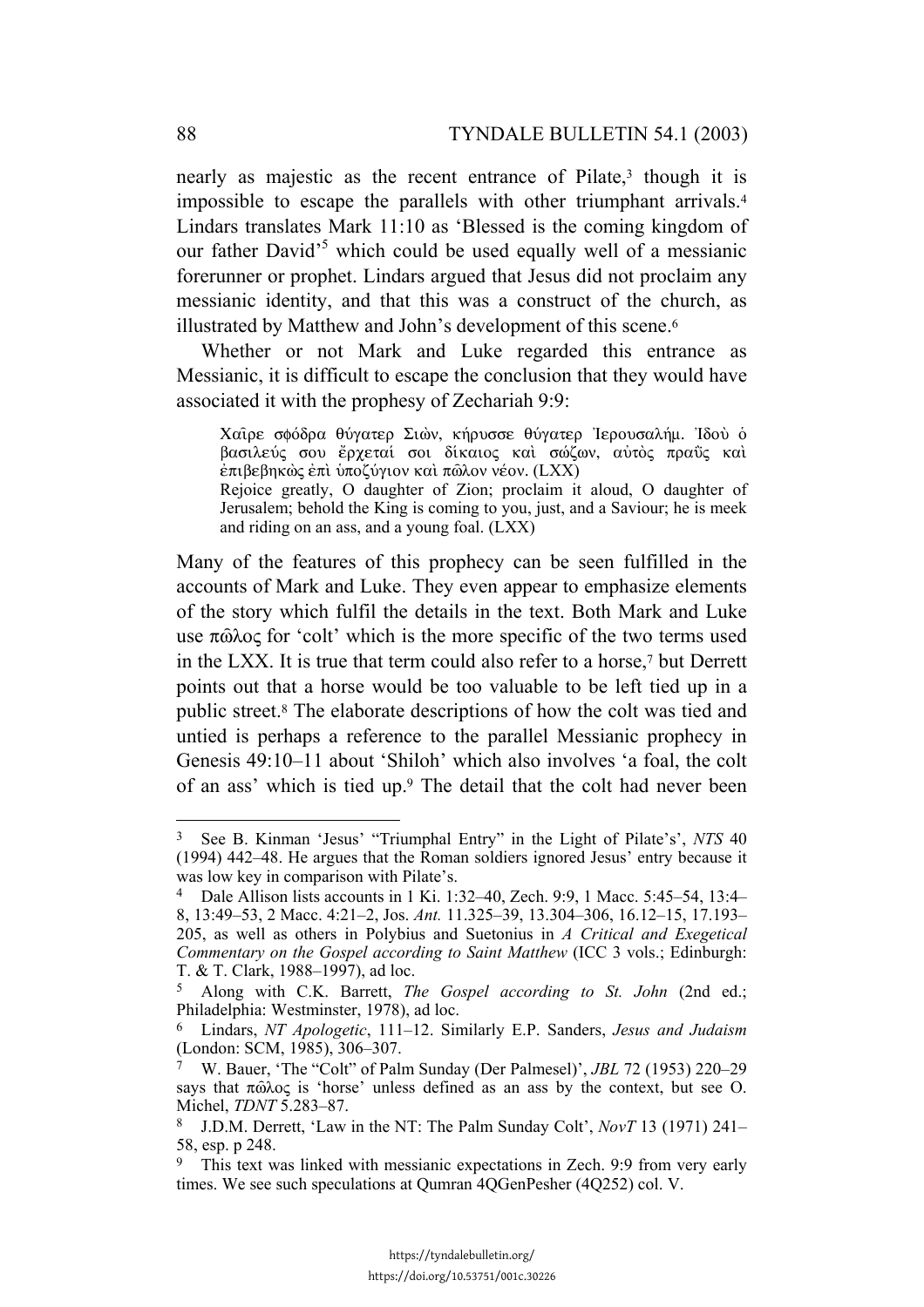nearly as majestic as the recent entrance of Pilate,[3] though it is impossible to escape the parallels with other triumphant arrivals.[4] Lindars translates Mark 11:10 as 'Blessed is the coming kingdom of our father David'[5] which could be used equally well of a messianic forerunner or prophet. Lindars argued that Jesus did not proclaim any messianic identity, and that this was a construct of the church, as illustrated by Matthew and John's development of this scene.[6]

Whether or not Mark and Luke regarded this entrance as Messianic, it is difficult to escape the conclusion that they would have associated it with the prophesy of Zechariah 9:9:

> Χαῖρε σφόδρα θύγατερ Σιὼν, κήρυσσε θύγατερ Ἰερουσαλήμ. Ἰδοὺ ὁ βασιλεύς σου ἔρχεταί σοι δίκαιος καὶ σώζων, αὐτὸς πραΰς καὶ ἐπιβεβηκὼς ἐπὶ ὑποζύγιον καὶ πῶλον νέον. (LXX)
> Rejoice greatly, O daughter of Zion; proclaim it aloud, O daughter of Jerusalem; behold the King is coming to you, just, and a Saviour; he is meek and riding on an ass, and a young foal. (LXX)

Many of the features of this prophecy can be seen fulfilled in the accounts of Mark and Luke. They even appear to emphasize elements of the story which fulfil the details in the text. Both Mark and Luke use πῶλος for 'colt' which is the more specific of the two terms used in the LXX. It is true that term could also refer to a horse,[7] but Derrett points out that a horse would be too valuable to be left tied up in a public street.[8] The elaborate descriptions of how the colt was tied and untied is perhaps a reference to the parallel Messianic prophecy in Genesis 49:10–11 about 'Shiloh' which also involves 'a foal, the colt of an ass' which is tied up.[9] The detail that the colt had never been

---

[3] See B. Kinman 'Jesus' "Triumphal Entry" in the Light of Pilate's', *NTS* 40 (1994) 442–48. He argues that the Roman soldiers ignored Jesus' entry because it was low key in comparison with Pilate's.

[4] Dale Allison lists accounts in 1 Ki. 1:32–40, Zech. 9:9, 1 Macc. 5:45–54, 13:4–8, 13:49–53, 2 Macc. 4:21–2, Jos. *Ant.* 11.325–39, 13.304–306, 16.12–15, 17.193–205, as well as others in Polybius and Suetonius in *A Critical and Exegetical Commentary on the Gospel according to Saint Matthew* (ICC 3 vols.; Edinburgh: T. & T. Clark, 1988–1997), ad loc.

[5] Along with C.K. Barrett, *The Gospel according to St. John* (2nd ed.; Philadelphia: Westminster, 1978), ad loc.

[6] Lindars, *NT Apologetic*, 111–12. Similarly E.P. Sanders, *Jesus and Judaism* (London: SCM, 1985), 306–307.

[7] W. Bauer, 'The "Colt" of Palm Sunday (Der Palmesel)', *JBL* 72 (1953) 220–29 says that πῶλος is 'horse' unless defined as an ass by the context, but see O. Michel, *TDNT* 5.283–87.

[8] J.D.M. Derrett, 'Law in the NT: The Palm Sunday Colt', *NovT* 13 (1971) 241–58, esp. p 248.

[9] This text was linked with messianic expectations in Zech. 9:9 from very early times. We see such speculations at Qumran 4QGenPesher (4Q252) col. V.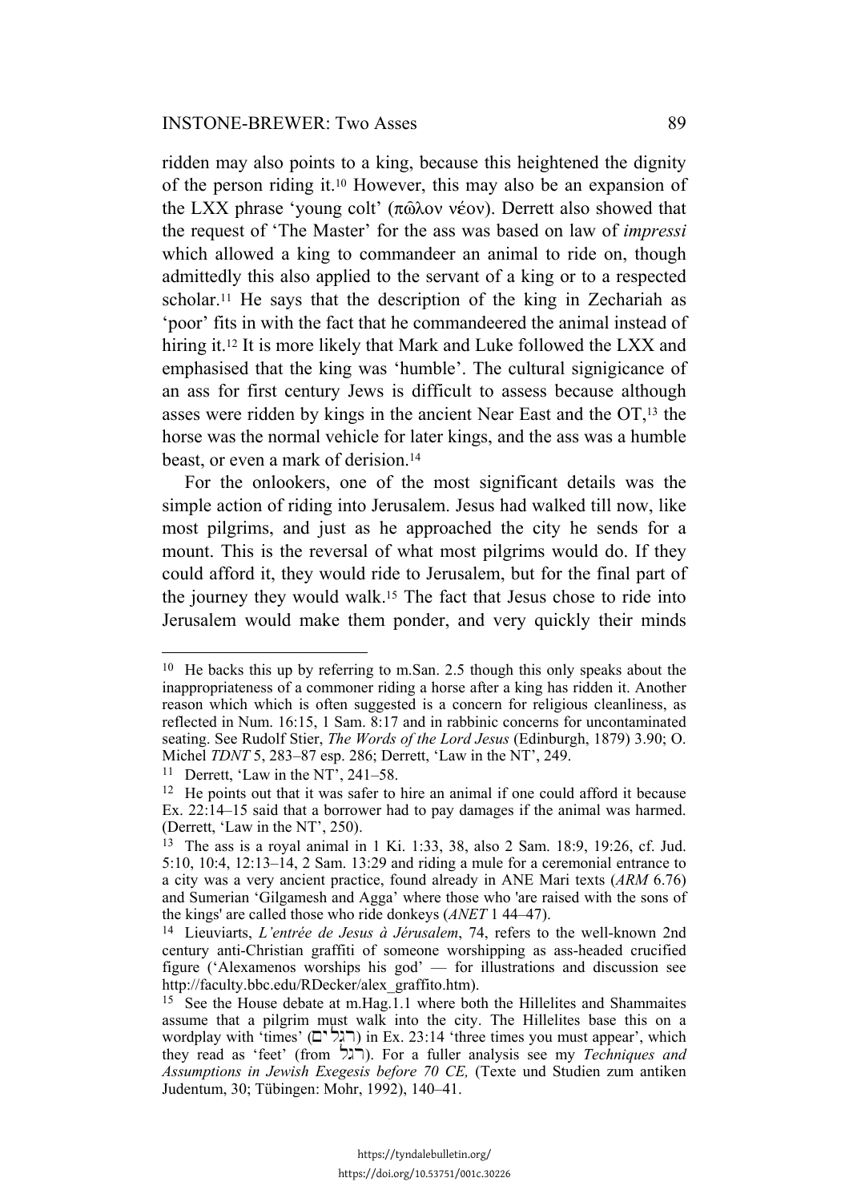ridden may also points to a king, because this heightened the dignity of the person riding it.[10] However, this may also be an expansion of the LXX phrase 'young colt' (πῶλον νέον). Derrett also showed that the request of 'The Master' for the ass was based on law of *impressi* which allowed a king to commandeer an animal to ride on, though admittedly this also applied to the servant of a king or to a respected scholar.[11] He says that the description of the king in Zechariah as 'poor' fits in with the fact that he commandeered the animal instead of hiring it.[12] It is more likely that Mark and Luke followed the LXX and emphasised that the king was 'humble'. The cultural signigicance of an ass for first century Jews is difficult to assess because although asses were ridden by kings in the ancient Near East and the OT,[13] the horse was the normal vehicle for later kings, and the ass was a humble beast, or even a mark of derision.[14]

For the onlookers, one of the most significant details was the simple action of riding into Jerusalem. Jesus had walked till now, like most pilgrims, and just as he approached the city he sends for a mount. This is the reversal of what most pilgrims would do. If they could afford it, they would ride to Jerusalem, but for the final part of the journey they would walk.[15] The fact that Jesus chose to ride into Jerusalem would make them ponder, and very quickly their minds

---

[10] He backs this up by referring to m.San. 2.5 though this only speaks about the inappropriateness of a commoner riding a horse after a king has ridden it. Another reason which which is often suggested is a concern for religious cleanliness, as reflected in Num. 16:15, 1 Sam. 8:17 and in rabbinic concerns for uncontaminated seating. See Rudolf Stier, *The Words of the Lord Jesus* (Edinburgh, 1879) 3.90; O. Michel *TDNT* 5, 283–87 esp. 286; Derrett, 'Law in the NT', 249.

[11] Derrett, 'Law in the NT', 241–58.

[12] He points out that it was safer to hire an animal if one could afford it because Ex. 22:14–15 said that a borrower had to pay damages if the animal was harmed. (Derrett, 'Law in the NT', 250).

[13] The ass is a royal animal in 1 Ki. 1:33, 38, also 2 Sam. 18:9, 19:26, cf. Jud. 5:10, 10:4, 12:13–14, 2 Sam. 13:29 and riding a mule for a ceremonial entrance to a city was a very ancient practice, found already in ANE Mari texts (*ARM* 6.76) and Sumerian 'Gilgamesh and Agga' where those who 'are raised with the sons of the kings' are called those who ride donkeys (*ANET* 1 44–47).

[14] Lieuviarts, *L'entrée de Jesus à Jérusalem*, 74, refers to the well-known 2nd century anti-Christian graffiti of someone worshipping as ass-headed crucified figure ('Alexamenos worships his god' — for illustrations and discussion see http://faculty.bbc.edu/RDecker/alex_graffito.htm).

[15] See the House debate at m.Hag.1.1 where both the Hillelites and Shammaites assume that a pilgrim must walk into the city. The Hillelites base this on a wordplay with 'times' (רגלים) in Ex. 23:14 'three times you must appear', which they read as 'feet' (from רגל). For a fuller analysis see my *Techniques and Assumptions in Jewish Exegesis before 70 CE,* (Texte und Studien zum antiken Judentum, 30; Tübingen: Mohr, 1992), 140–41.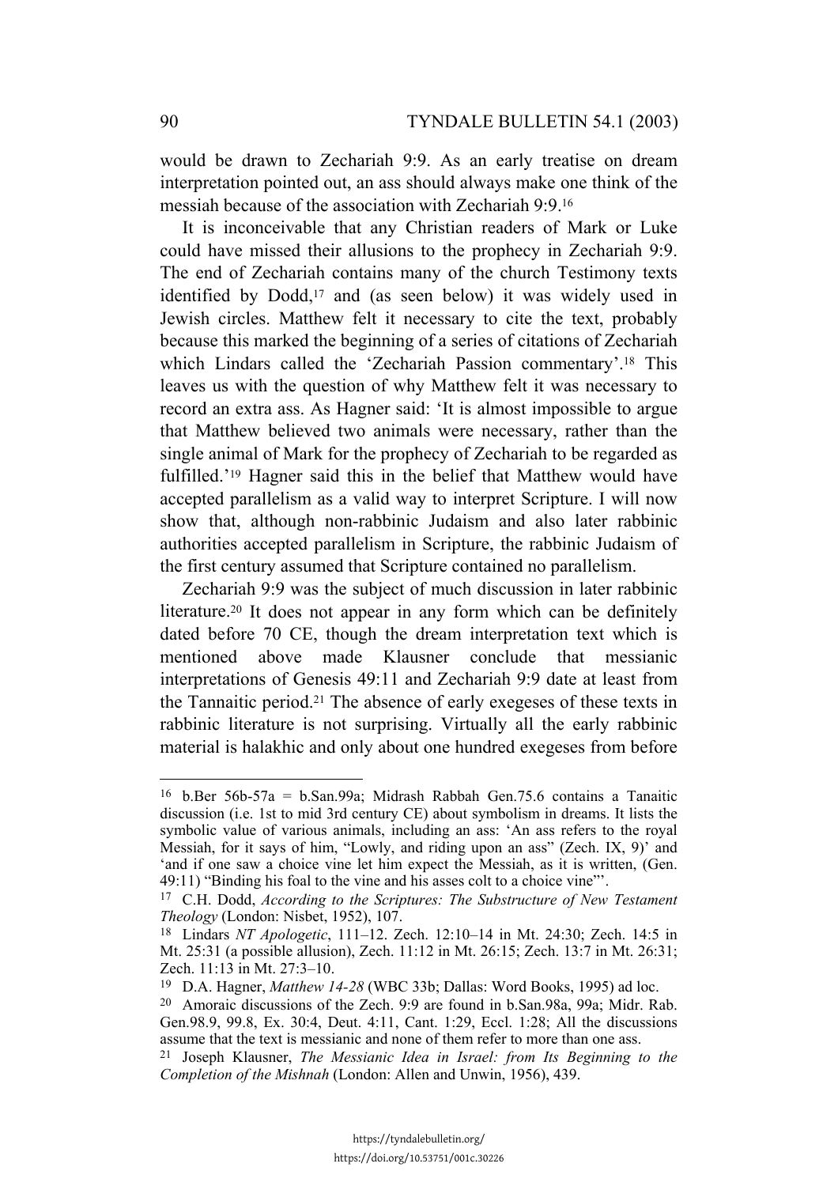would be drawn to Zechariah 9:9. As an early treatise on dream interpretation pointed out, an ass should always make one think of the messiah because of the association with Zechariah 9:9.[16]

It is inconceivable that any Christian readers of Mark or Luke could have missed their allusions to the prophecy in Zechariah 9:9. The end of Zechariah contains many of the church Testimony texts identified by Dodd,[17] and (as seen below) it was widely used in Jewish circles. Matthew felt it necessary to cite the text, probably because this marked the beginning of a series of citations of Zechariah which Lindars called the 'Zechariah Passion commentary'.[18] This leaves us with the question of why Matthew felt it was necessary to record an extra ass. As Hagner said: 'It is almost impossible to argue that Matthew believed two animals were necessary, rather than the single animal of Mark for the prophecy of Zechariah to be regarded as fulfilled.'[19] Hagner said this in the belief that Matthew would have accepted parallelism as a valid way to interpret Scripture. I will now show that, although non-rabbinic Judaism and also later rabbinic authorities accepted parallelism in Scripture, the rabbinic Judaism of the first century assumed that Scripture contained no parallelism.

Zechariah 9:9 was the subject of much discussion in later rabbinic literature.[20] It does not appear in any form which can be definitely dated before 70 CE, though the dream interpretation text which is mentioned above made Klausner conclude that messianic interpretations of Genesis 49:11 and Zechariah 9:9 date at least from the Tannaitic period.[21] The absence of early exegeses of these texts in rabbinic literature is not surprising. Virtually all the early rabbinic material is halakhic and only about one hundred exegeses from before

---

[16] b.Ber 56b-57a = b.San.99a; Midrash Rabbah Gen.75.6 contains a Tanaitic discussion (i.e. 1st to mid 3rd century CE) about symbolism in dreams. It lists the symbolic value of various animals, including an ass: 'An ass refers to the royal Messiah, for it says of him, "Lowly, and riding upon an ass" (Zech. IX, 9)' and 'and if one saw a choice vine let him expect the Messiah, as it is written, (Gen. 49:11) "Binding his foal to the vine and his asses colt to a choice vine"'.

[17] C.H. Dodd, *According to the Scriptures: The Substructure of New Testament Theology* (London: Nisbet, 1952), 107.

[18] Lindars *NT Apologetic*, 111–12. Zech. 12:10–14 in Mt. 24:30; Zech. 14:5 in Mt. 25:31 (a possible allusion), Zech. 11:12 in Mt. 26:15; Zech. 13:7 in Mt. 26:31; Zech. 11:13 in Mt. 27:3–10.

[19] D.A. Hagner, *Matthew 14-28* (WBC 33b; Dallas: Word Books, 1995) ad loc.

[20] Amoraic discussions of the Zech. 9:9 are found in b.San.98a, 99a; Midr. Rab. Gen.98.9, 99.8, Ex. 30:4, Deut. 4:11, Cant. 1:29, Eccl. 1:28; All the discussions assume that the text is messianic and none of them refer to more than one ass.

[21] Joseph Klausner, *The Messianic Idea in Israel: from Its Beginning to the Completion of the Mishnah* (London: Allen and Unwin, 1956), 439.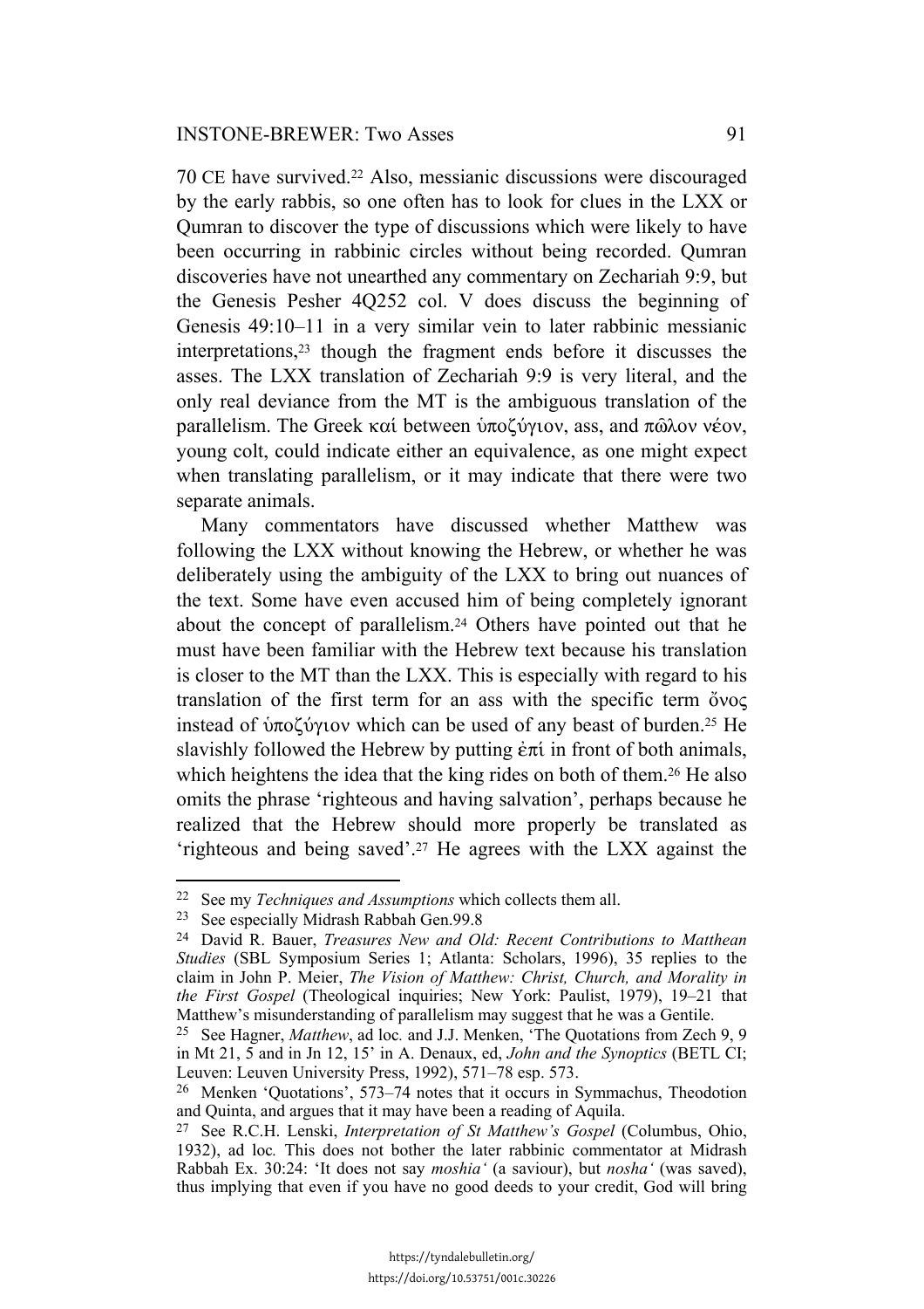70 CE have survived.[22] Also, messianic discussions were discouraged by the early rabbis, so one often has to look for clues in the LXX or Qumran to discover the type of discussions which were likely to have been occurring in rabbinic circles without being recorded. Qumran discoveries have not unearthed any commentary on Zechariah 9:9, but the Genesis Pesher 4Q252 col. V does discuss the beginning of Genesis 49:10–11 in a very similar vein to later rabbinic messianic interpretations,[23] though the fragment ends before it discusses the asses. The LXX translation of Zechariah 9:9 is very literal, and the only real deviance from the MT is the ambiguous translation of the parallelism. The Greek καί between ὑποζύγιον, ass, and πῶλον νέον, young colt, could indicate either an equivalence, as one might expect when translating parallelism, or it may indicate that there were two separate animals.

Many commentators have discussed whether Matthew was following the LXX without knowing the Hebrew, or whether he was deliberately using the ambiguity of the LXX to bring out nuances of the text. Some have even accused him of being completely ignorant about the concept of parallelism.[24] Others have pointed out that he must have been familiar with the Hebrew text because his translation is closer to the MT than the LXX. This is especially with regard to his translation of the first term for an ass with the specific term ὄνος instead of ὑποζύγιον which can be used of any beast of burden.[25] He slavishly followed the Hebrew by putting ἐπί in front of both animals, which heightens the idea that the king rides on both of them.[26] He also omits the phrase 'righteous and having salvation', perhaps because he realized that the Hebrew should more properly be translated as 'righteous and being saved'.[27] He agrees with the LXX against the

---

[22] See my *Techniques and Assumptions* which collects them all.

[23] See especially Midrash Rabbah Gen.99.8

[24] David R. Bauer, *Treasures New and Old: Recent Contributions to Matthean Studies* (SBL Symposium Series 1; Atlanta: Scholars, 1996), 35 replies to the claim in John P. Meier, *The Vision of Matthew: Christ, Church, and Morality in the First Gospel* (Theological inquiries; New York: Paulist, 1979), 19–21 that Matthew's misunderstanding of parallelism may suggest that he was a Gentile.

[25] See Hagner, *Matthew*, ad loc. and J.J. Menken, 'The Quotations from Zech 9, 9 in Mt 21, 5 and in Jn 12, 15' in A. Denaux, ed, *John and the Synoptics* (BETL CI; Leuven: Leuven University Press, 1992), 571–78 esp. 573.

[26] Menken 'Quotations', 573–74 notes that it occurs in Symmachus, Theodotion and Quinta, and argues that it may have been a reading of Aquila.

[27] See R.C.H. Lenski, *Interpretation of St Matthew's Gospel* (Columbus, Ohio, 1932), ad loc. This does not bother the later rabbinic commentator at Midrash Rabbah Ex. 30:24: 'It does not say *moshia'* (a saviour), but *nosha'* (was saved), thus implying that even if you have no good deeds to your credit, God will bring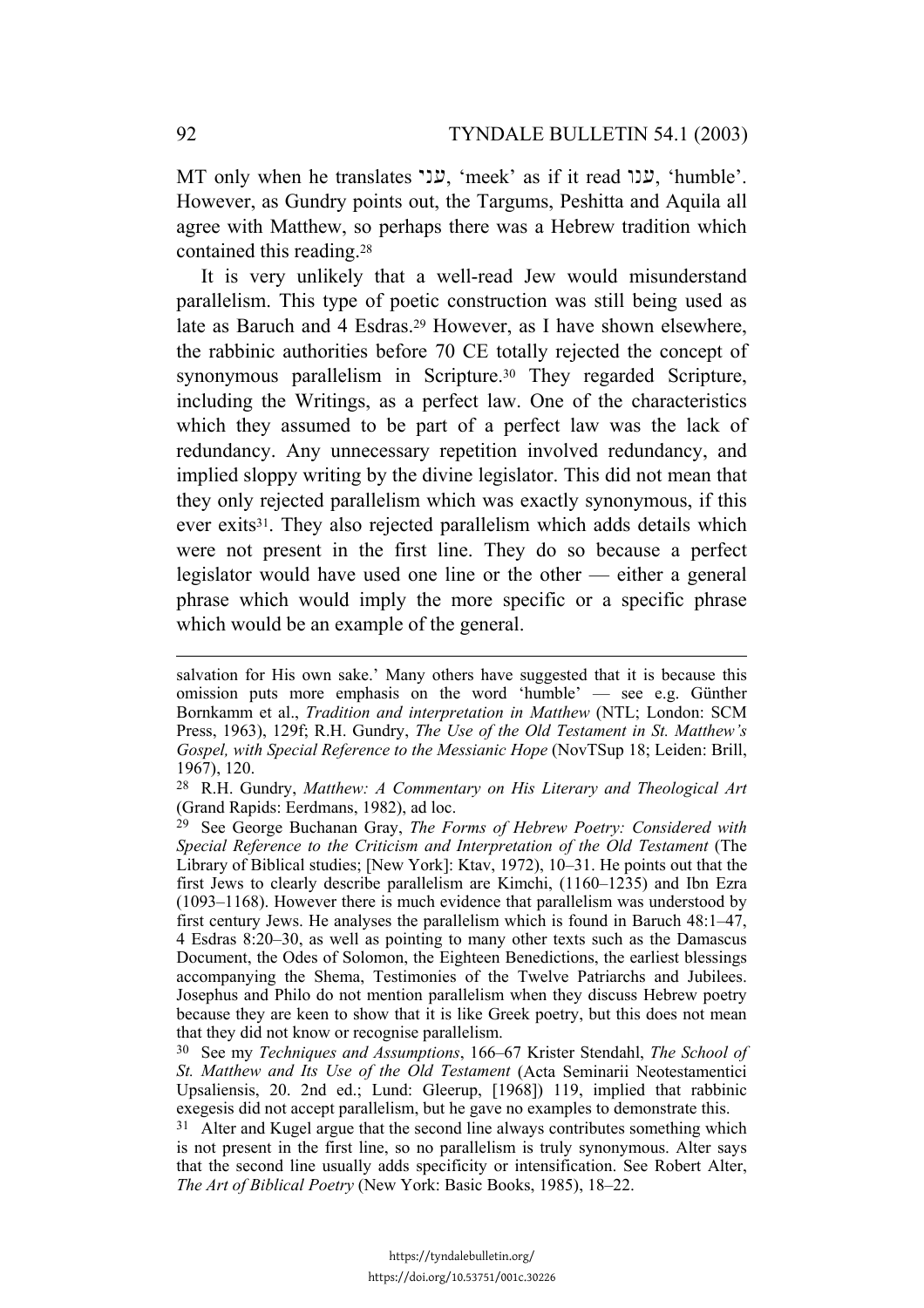MT only when he translates עני, 'meek' as if it read ענו, 'humble'. However, as Gundry points out, the Targums, Peshitta and Aquila all agree with Matthew, so perhaps there was a Hebrew tradition which contained this reading.[28]

It is very unlikely that a well-read Jew would misunderstand parallelism. This type of poetic construction was still being used as late as Baruch and 4 Esdras.[29] However, as I have shown elsewhere, the rabbinic authorities before 70 CE totally rejected the concept of synonymous parallelism in Scripture.[30] They regarded Scripture, including the Writings, as a perfect law. One of the characteristics which they assumed to be part of a perfect law was the lack of redundancy. Any unnecessary repetition involved redundancy, and implied sloppy writing by the divine legislator. This did not mean that they only rejected parallelism which was exactly synonymous, if this ever exits[31]. They also rejected parallelism which adds details which were not present in the first line. They do so because a perfect legislator would have used one line or the other — either a general phrase which would imply the more specific or a specific phrase which would be an example of the general.

---

salvation for His own sake.' Many others have suggested that it is because this omission puts more emphasis on the word 'humble' — see e.g. Günther Bornkamm et al., *Tradition and interpretation in Matthew* (NTL; London: SCM Press, 1963), 129f; R.H. Gundry, *The Use of the Old Testament in St. Matthew's Gospel, with Special Reference to the Messianic Hope* (NovTSup 18; Leiden: Brill, 1967), 120.

[28] R.H. Gundry, *Matthew: A Commentary on His Literary and Theological Art* (Grand Rapids: Eerdmans, 1982), ad loc.

[29] See George Buchanan Gray, *The Forms of Hebrew Poetry: Considered with Special Reference to the Criticism and Interpretation of the Old Testament* (The Library of Biblical studies; [New York]: Ktav, 1972), 10–31. He points out that the first Jews to clearly describe parallelism are Kimchi, (1160–1235) and Ibn Ezra (1093–1168). However there is much evidence that parallelism was understood by first century Jews. He analyses the parallelism which is found in Baruch 48:1–47, 4 Esdras 8:20–30, as well as pointing to many other texts such as the Damascus Document, the Odes of Solomon, the Eighteen Benedictions, the earliest blessings accompanying the Shema, Testimonies of the Twelve Patriarchs and Jubilees. Josephus and Philo do not mention parallelism when they discuss Hebrew poetry because they are keen to show that it is like Greek poetry, but this does not mean that they did not know or recognise parallelism.

[30] See my *Techniques and Assumptions*, 166–67 Krister Stendahl, *The School of St. Matthew and Its Use of the Old Testament* (Acta Seminarii Neotestamentici Upsaliensis, 20. 2nd ed.; Lund: Gleerup, [1968]) 119, implied that rabbinic exegesis did not accept parallelism, but he gave no examples to demonstrate this.

[31] Alter and Kugel argue that the second line always contributes something which is not present in the first line, so no parallelism is truly synonymous. Alter says that the second line usually adds specificity or intensification. See Robert Alter, *The Art of Biblical Poetry* (New York: Basic Books, 1985), 18–22.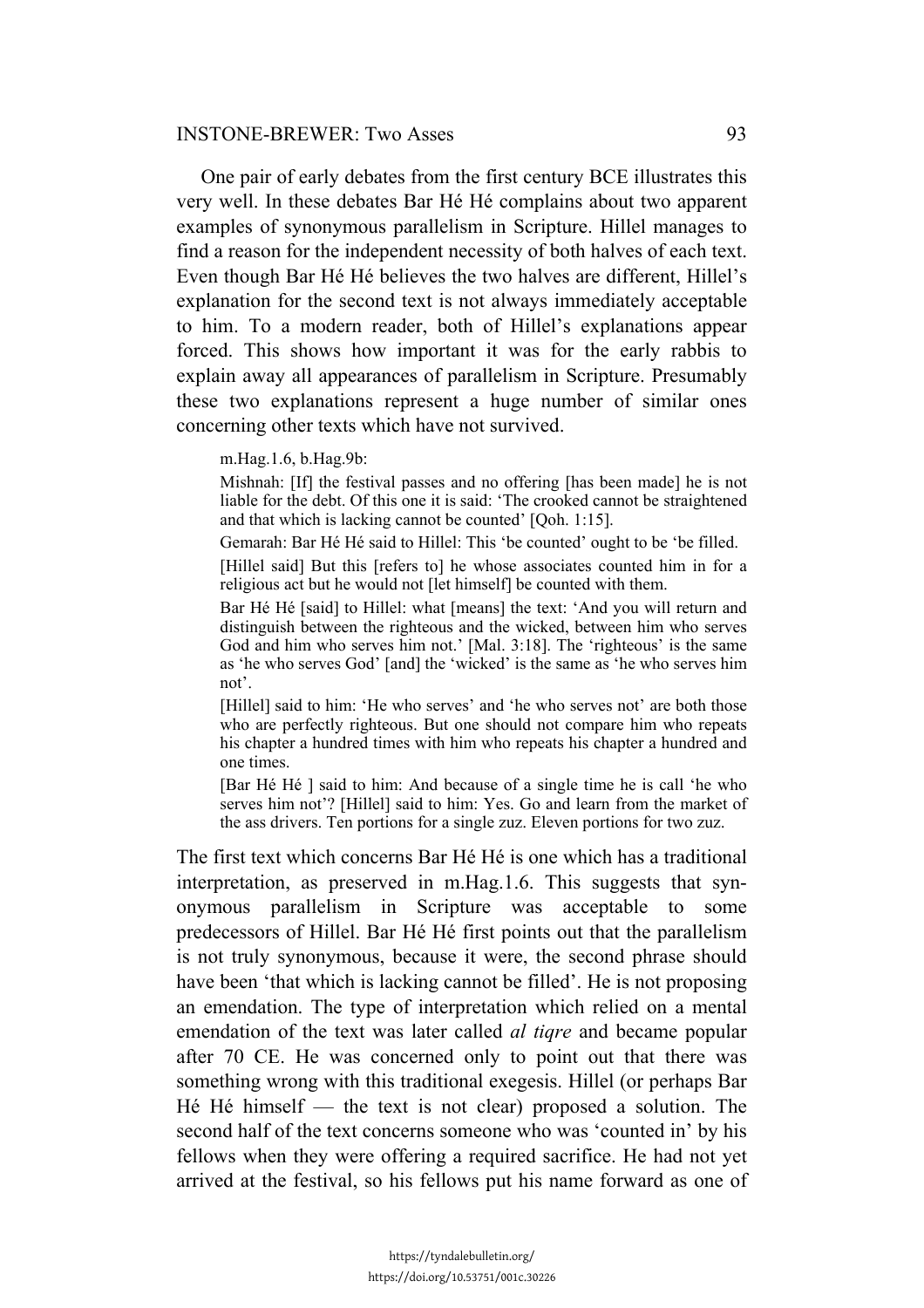One pair of early debates from the first century BCE illustrates this very well. In these debates Bar Hé Hé complains about two apparent examples of synonymous parallelism in Scripture. Hillel manages to find a reason for the independent necessity of both halves of each text. Even though Bar Hé Hé believes the two halves are different, Hillel's explanation for the second text is not always immediately acceptable to him. To a modern reader, both of Hillel's explanations appear forced. This shows how important it was for the early rabbis to explain away all appearances of parallelism in Scripture. Presumably these two explanations represent a huge number of similar ones concerning other texts which have not survived.

> m.Hag.1.6, b.Hag.9b:
>
> Mishnah: [If] the festival passes and no offering [has been made] he is not liable for the debt. Of this one it is said: 'The crooked cannot be straightened and that which is lacking cannot be counted' [Qoh. 1:15].
>
> Gemarah: Bar Hé Hé said to Hillel: This 'be counted' ought to be 'be filled.
>
> [Hillel said] But this [refers to] he whose associates counted him in for a religious act but he would not [let himself] be counted with them.
>
> Bar Hé Hé [said] to Hillel: what [means] the text: 'And you will return and distinguish between the righteous and the wicked, between him who serves God and him who serves him not.' [Mal. 3:18]. The 'righteous' is the same as 'he who serves God' [and] the 'wicked' is the same as 'he who serves him not'.
>
> [Hillel] said to him: 'He who serves' and 'he who serves not' are both those who are perfectly righteous. But one should not compare him who repeats his chapter a hundred times with him who repeats his chapter a hundred and one times.
>
> [Bar Hé Hé ] said to him: And because of a single time he is call 'he who serves him not'? [Hillel] said to him: Yes. Go and learn from the market of the ass drivers. Ten portions for a single zuz. Eleven portions for two zuz.

The first text which concerns Bar Hé Hé is one which has a traditional interpretation, as preserved in m.Hag.1.6. This suggests that synonymous parallelism in Scripture was acceptable to some predecessors of Hillel. Bar Hé Hé first points out that the parallelism is not truly synonymous, because it were, the second phrase should have been 'that which is lacking cannot be filled'. He is not proposing an emendation. The type of interpretation which relied on a mental emendation of the text was later called *al tiqre* and became popular after 70 CE. He was concerned only to point out that there was something wrong with this traditional exegesis. Hillel (or perhaps Bar Hé Hé himself — the text is not clear) proposed a solution. The second half of the text concerns someone who was 'counted in' by his fellows when they were offering a required sacrifice. He had not yet arrived at the festival, so his fellows put his name forward as one of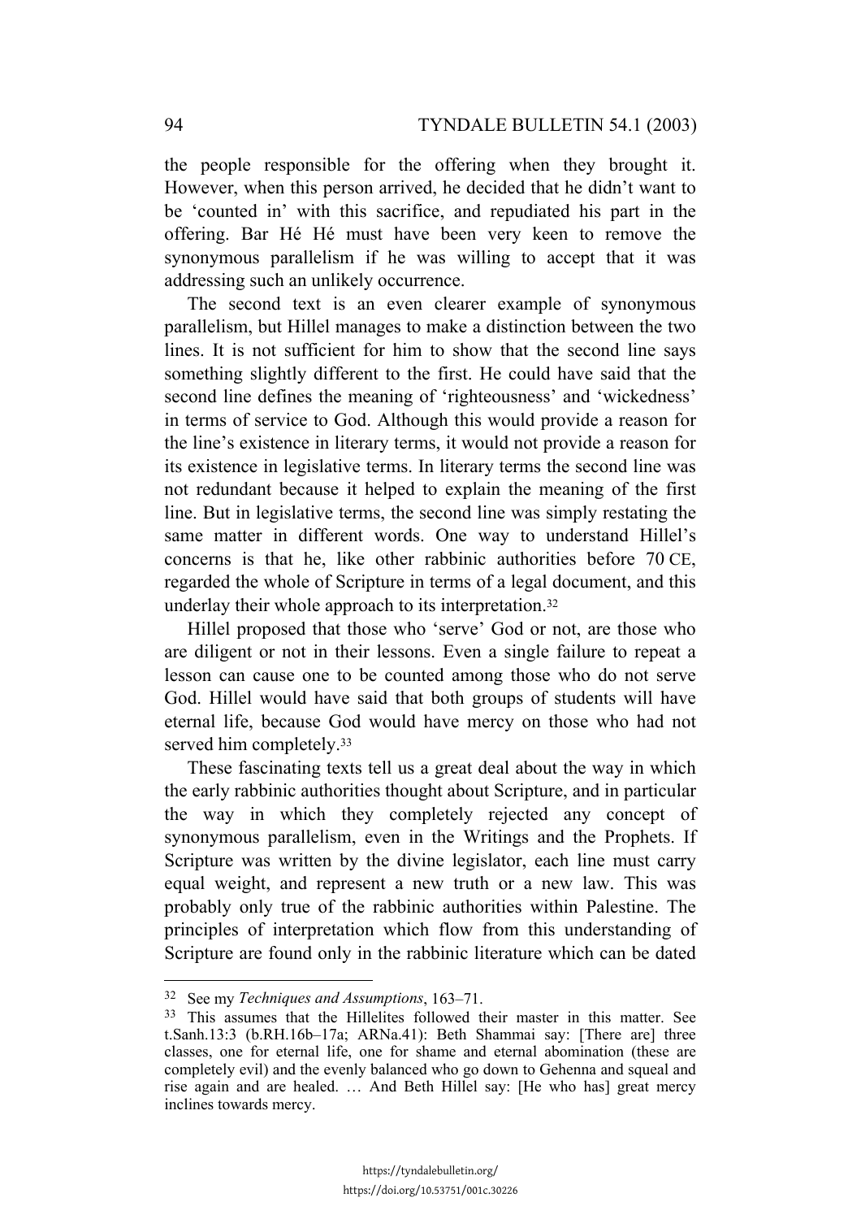the people responsible for the offering when they brought it. However, when this person arrived, he decided that he didn't want to be 'counted in' with this sacrifice, and repudiated his part in the offering. Bar Hé Hé must have been very keen to remove the synonymous parallelism if he was willing to accept that it was addressing such an unlikely occurrence.

The second text is an even clearer example of synonymous parallelism, but Hillel manages to make a distinction between the two lines. It is not sufficient for him to show that the second line says something slightly different to the first. He could have said that the second line defines the meaning of 'righteousness' and 'wickedness' in terms of service to God. Although this would provide a reason for the line's existence in literary terms, it would not provide a reason for its existence in legislative terms. In literary terms the second line was not redundant because it helped to explain the meaning of the first line. But in legislative terms, the second line was simply restating the same matter in different words. One way to understand Hillel's concerns is that he, like other rabbinic authorities before 70 CE, regarded the whole of Scripture in terms of a legal document, and this underlay their whole approach to its interpretation.[32]

Hillel proposed that those who 'serve' God or not, are those who are diligent or not in their lessons. Even a single failure to repeat a lesson can cause one to be counted among those who do not serve God. Hillel would have said that both groups of students will have eternal life, because God would have mercy on those who had not served him completely.[33]

These fascinating texts tell us a great deal about the way in which the early rabbinic authorities thought about Scripture, and in particular the way in which they completely rejected any concept of synonymous parallelism, even in the Writings and the Prophets. If Scripture was written by the divine legislator, each line must carry equal weight, and represent a new truth or a new law. This was probably only true of the rabbinic authorities within Palestine. The principles of interpretation which flow from this understanding of Scripture are found only in the rabbinic literature which can be dated

---

[32] See my *Techniques and Assumptions*, 163–71.

[33] This assumes that the Hillelites followed their master in this matter. See t.Sanh.13:3 (b.RH.16b–17a; ARNa.41): Beth Shammai say: [There are] three classes, one for eternal life, one for shame and eternal abomination (these are completely evil) and the evenly balanced who go down to Gehenna and squeal and rise again and are healed. … And Beth Hillel say: [He who has] great mercy inclines towards mercy.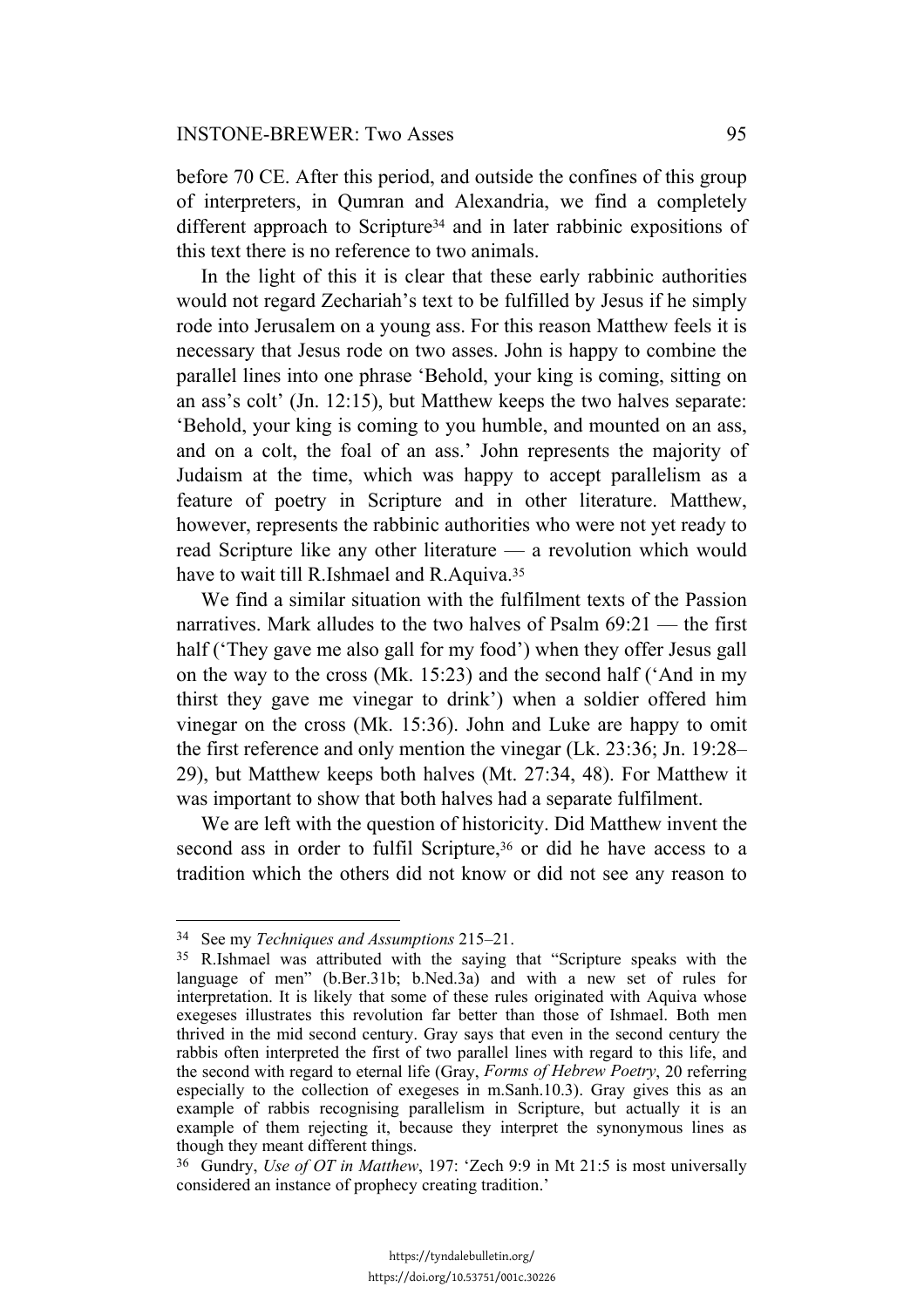before 70 CE. After this period, and outside the confines of this group of interpreters, in Qumran and Alexandria, we find a completely different approach to Scripture[34] and in later rabbinic expositions of this text there is no reference to two animals.

In the light of this it is clear that these early rabbinic authorities would not regard Zechariah's text to be fulfilled by Jesus if he simply rode into Jerusalem on a young ass. For this reason Matthew feels it is necessary that Jesus rode on two asses. John is happy to combine the parallel lines into one phrase 'Behold, your king is coming, sitting on an ass's colt' (Jn. 12:15), but Matthew keeps the two halves separate: 'Behold, your king is coming to you humble, and mounted on an ass, and on a colt, the foal of an ass.' John represents the majority of Judaism at the time, which was happy to accept parallelism as a feature of poetry in Scripture and in other literature. Matthew, however, represents the rabbinic authorities who were not yet ready to read Scripture like any other literature — a revolution which would have to wait till R.Ishmael and R.Aquiva.[35]

We find a similar situation with the fulfilment texts of the Passion narratives. Mark alludes to the two halves of Psalm 69:21 — the first half ('They gave me also gall for my food') when they offer Jesus gall on the way to the cross (Mk. 15:23) and the second half ('And in my thirst they gave me vinegar to drink') when a soldier offered him vinegar on the cross (Mk. 15:36). John and Luke are happy to omit the first reference and only mention the vinegar (Lk. 23:36; Jn. 19:28–29), but Matthew keeps both halves (Mt. 27:34, 48). For Matthew it was important to show that both halves had a separate fulfilment.

We are left with the question of historicity. Did Matthew invent the second ass in order to fulfil Scripture,[36] or did he have access to a tradition which the others did not know or did not see any reason to

---

[34] See my *Techniques and Assumptions* 215–21.

[35] R.Ishmael was attributed with the saying that "Scripture speaks with the language of men" (b.Ber.31b; b.Ned.3a) and with a new set of rules for interpretation. It is likely that some of these rules originated with Aquiva whose exegeses illustrates this revolution far better than those of Ishmael. Both men thrived in the mid second century. Gray says that even in the second century the rabbis often interpreted the first of two parallel lines with regard to this life, and the second with regard to eternal life (Gray, *Forms of Hebrew Poetry*, 20 referring especially to the collection of exegeses in m.Sanh.10.3). Gray gives this as an example of rabbis recognising parallelism in Scripture, but actually it is an example of them rejecting it, because they interpret the synonymous lines as though they meant different things.

[36] Gundry, *Use of OT in Matthew*, 197: 'Zech 9:9 in Mt 21:5 is most universally considered an instance of prophecy creating tradition.'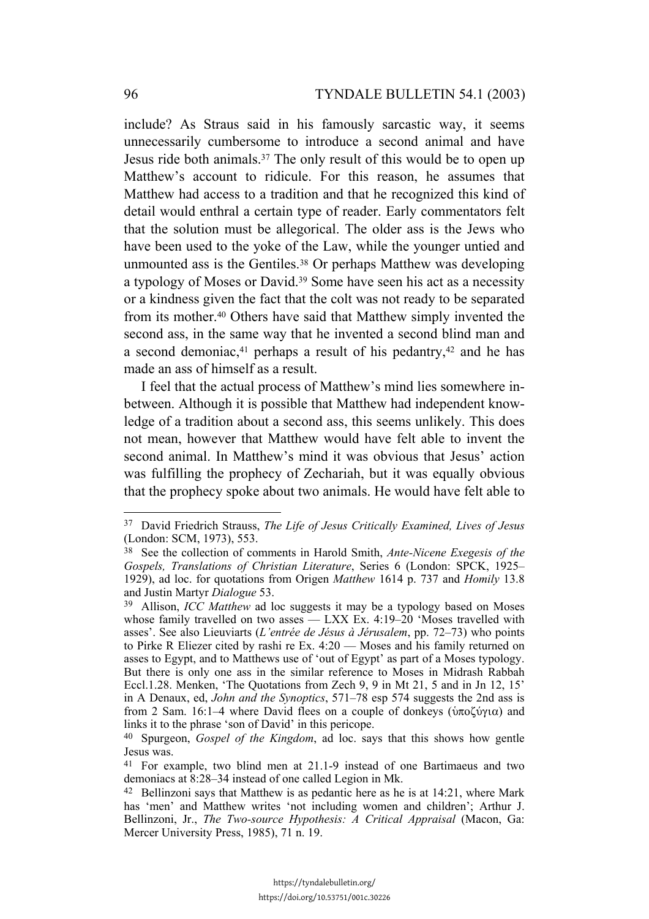include? As Straus said in his famously sarcastic way, it seems unnecessarily cumbersome to introduce a second animal and have Jesus ride both animals.[37] The only result of this would be to open up Matthew's account to ridicule. For this reason, he assumes that Matthew had access to a tradition and that he recognized this kind of detail would enthral a certain type of reader. Early commentators felt that the solution must be allegorical. The older ass is the Jews who have been used to the yoke of the Law, while the younger untied and unmounted ass is the Gentiles.[38] Or perhaps Matthew was developing a typology of Moses or David.[39] Some have seen his act as a necessity or a kindness given the fact that the colt was not ready to be separated from its mother.[40] Others have said that Matthew simply invented the second ass, in the same way that he invented a second blind man and a second demoniac,[41] perhaps a result of his pedantry,[42] and he has made an ass of himself as a result.

I feel that the actual process of Matthew's mind lies somewhere in-between. Although it is possible that Matthew had independent knowledge of a tradition about a second ass, this seems unlikely. This does not mean, however that Matthew would have felt able to invent the second animal. In Matthew's mind it was obvious that Jesus' action was fulfilling the prophecy of Zechariah, but it was equally obvious that the prophecy spoke about two animals. He would have felt able to

---

[37] David Friedrich Strauss, *The Life of Jesus Critically Examined, Lives of Jesus* (London: SCM, 1973), 553.

[38] See the collection of comments in Harold Smith, *Ante-Nicene Exegesis of the Gospels, Translations of Christian Literature*, Series 6 (London: SPCK, 1925–1929), ad loc. for quotations from Origen *Matthew* 1614 p. 737 and *Homily* 13.8 and Justin Martyr *Dialogue* 53.

[39] Allison, *ICC Matthew* ad loc suggests it may be a typology based on Moses whose family travelled on two asses — LXX Ex. 4:19–20 'Moses travelled with asses'. See also Lieuviarts (*L'entrée de Jésus à Jérusalem*, pp. 72–73) who points to Pirke R Eliezer cited by rashi re Ex. 4:20 — Moses and his family returned on asses to Egypt, and to Matthews use of 'out of Egypt' as part of a Moses typology. But there is only one ass in the similar reference to Moses in Midrash Rabbah Eccl.1.28. Menken, 'The Quotations from Zech 9, 9 in Mt 21, 5 and in Jn 12, 15' in A Denaux, ed, *John and the Synoptics*, 571–78 esp 574 suggests the 2nd ass is from 2 Sam. 16:1–4 where David flees on a couple of donkeys (ὑποζύγια) and links it to the phrase 'son of David' in this pericope.

[40] Spurgeon, *Gospel of the Kingdom*, ad loc. says that this shows how gentle Jesus was.

[41] For example, two blind men at 21.1-9 instead of one Bartimaeus and two demoniacs at 8:28–34 instead of one called Legion in Mk.

[42] Bellinzoni says that Matthew is as pedantic here as he is at 14:21, where Mark has 'men' and Matthew writes 'not including women and children'; Arthur J. Bellinzoni, Jr., *The Two-source Hypothesis: A Critical Appraisal* (Macon, Ga: Mercer University Press, 1985), 71 n. 19.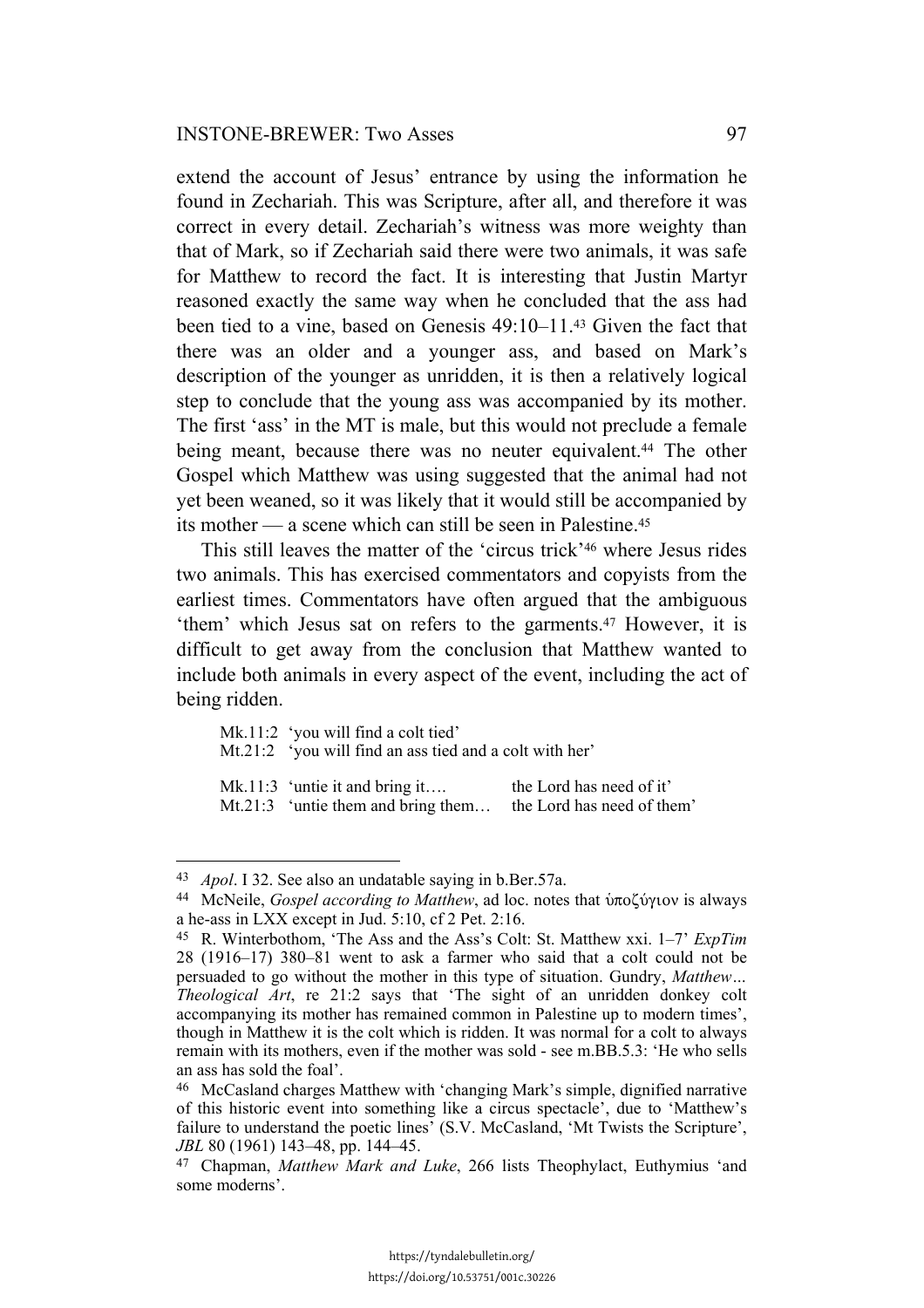extend the account of Jesus' entrance by using the information he found in Zechariah. This was Scripture, after all, and therefore it was correct in every detail. Zechariah's witness was more weighty than that of Mark, so if Zechariah said there were two animals, it was safe for Matthew to record the fact. It is interesting that Justin Martyr reasoned exactly the same way when he concluded that the ass had been tied to a vine, based on Genesis 49:10–11.[43] Given the fact that there was an older and a younger ass, and based on Mark's description of the younger as unridden, it is then a relatively logical step to conclude that the young ass was accompanied by its mother. The first 'ass' in the MT is male, but this would not preclude a female being meant, because there was no neuter equivalent.[44] The other Gospel which Matthew was using suggested that the animal had not yet been weaned, so it was likely that it would still be accompanied by its mother — a scene which can still be seen in Palestine.[45]

This still leaves the matter of the 'circus trick'[46] where Jesus rides two animals. This has exercised commentators and copyists from the earliest times. Commentators have often argued that the ambiguous 'them' which Jesus sat on refers to the garments.[47] However, it is difficult to get away from the conclusion that Matthew wanted to include both animals in every aspect of the event, including the act of being ridden.

Mk.11:2 'you will find a colt tied'
Mt.21:2 'you will find an ass tied and a colt with her'

Mk.11:3 'untie it and bring it…. the Lord has need of it'
Mt.21:3 'untie them and bring them… the Lord has need of them'

---

[43] *Apol*. I 32. See also an undatable saying in b.Ber.57a.

[44] McNeile, *Gospel according to Matthew*, ad loc. notes that ὑποζύγιον is always a he-ass in LXX except in Jud. 5:10, cf 2 Pet. 2:16.

[45] R. Winterbothom, 'The Ass and the Ass's Colt: St. Matthew xxi. 1–7' *ExpTim* 28 (1916–17) 380–81 went to ask a farmer who said that a colt could not be persuaded to go without the mother in this type of situation. Gundry, *Matthew… Theological Art*, re 21:2 says that 'The sight of an unridden donkey colt accompanying its mother has remained common in Palestine up to modern times', though in Matthew it is the colt which is ridden. It was normal for a colt to always remain with its mothers, even if the mother was sold - see m.BB.5.3: 'He who sells an ass has sold the foal'.

[46] McCasland charges Matthew with 'changing Mark's simple, dignified narrative of this historic event into something like a circus spectacle', due to 'Matthew's failure to understand the poetic lines' (S.V. McCasland, 'Mt Twists the Scripture', *JBL* 80 (1961) 143–48, pp. 144–45.

[47] Chapman, *Matthew Mark and Luke*, 266 lists Theophylact, Euthymius 'and some moderns'.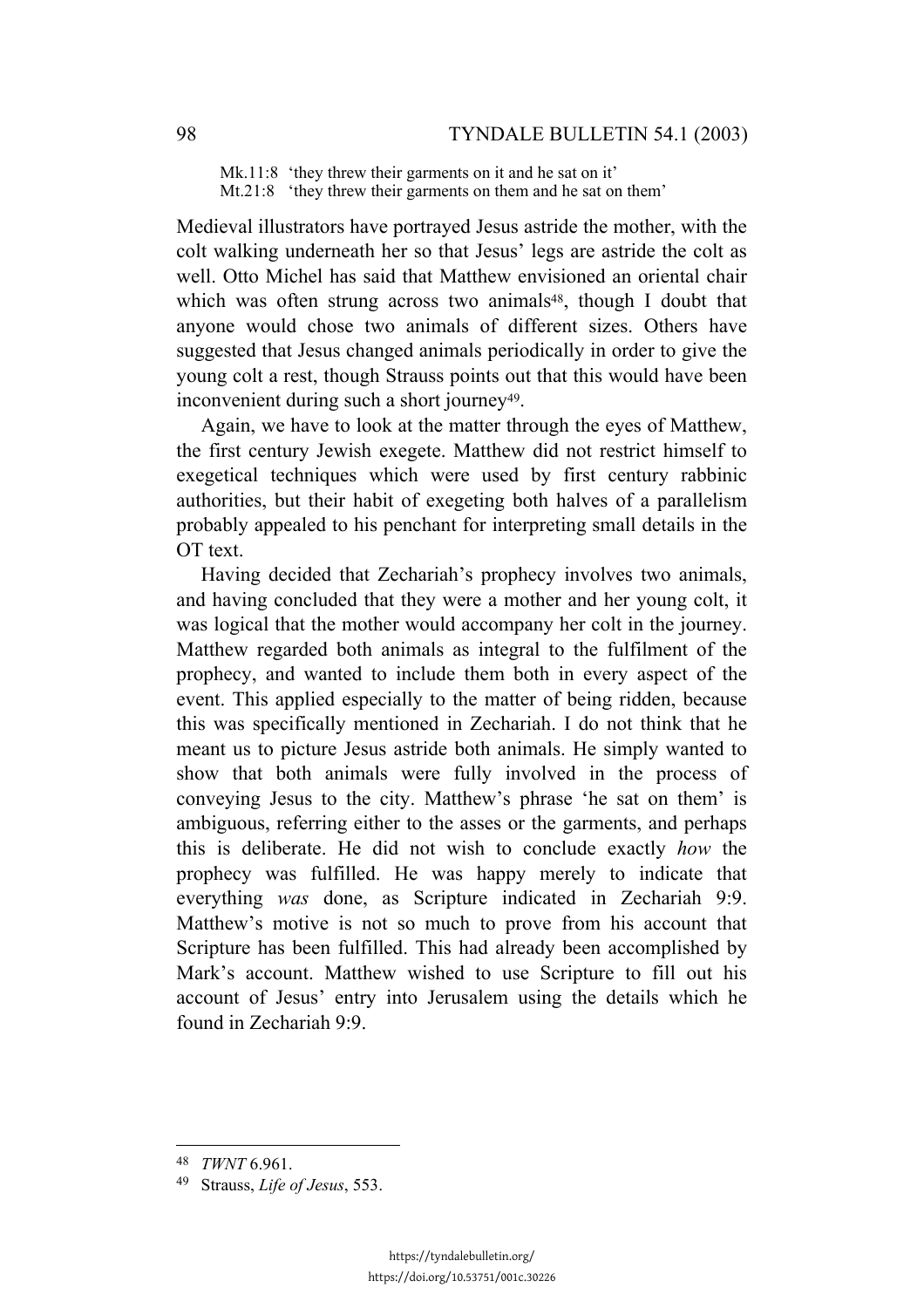Mk.11:8 'they threw their garments on it and he sat on it'
Mt.21:8 'they threw their garments on them and he sat on them'

Medieval illustrators have portrayed Jesus astride the mother, with the colt walking underneath her so that Jesus' legs are astride the colt as well. Otto Michel has said that Matthew envisioned an oriental chair which was often strung across two animals[48], though I doubt that anyone would chose two animals of different sizes. Others have suggested that Jesus changed animals periodically in order to give the young colt a rest, though Strauss points out that this would have been inconvenient during such a short journey[49].

Again, we have to look at the matter through the eyes of Matthew, the first century Jewish exegete. Matthew did not restrict himself to exegetical techniques which were used by first century rabbinic authorities, but their habit of exegeting both halves of a parallelism probably appealed to his penchant for interpreting small details in the OT text.

Having decided that Zechariah's prophecy involves two animals, and having concluded that they were a mother and her young colt, it was logical that the mother would accompany her colt in the journey. Matthew regarded both animals as integral to the fulfilment of the prophecy, and wanted to include them both in every aspect of the event. This applied especially to the matter of being ridden, because this was specifically mentioned in Zechariah. I do not think that he meant us to picture Jesus astride both animals. He simply wanted to show that both animals were fully involved in the process of conveying Jesus to the city. Matthew's phrase 'he sat on them' is ambiguous, referring either to the asses or the garments, and perhaps this is deliberate. He did not wish to conclude exactly *how* the prophecy was fulfilled. He was happy merely to indicate that everything *was* done, as Scripture indicated in Zechariah 9:9. Matthew's motive is not so much to prove from his account that Scripture has been fulfilled. This had already been accomplished by Mark's account. Matthew wished to use Scripture to fill out his account of Jesus' entry into Jerusalem using the details which he found in Zechariah 9:9.

---

48 *TWNT* 6.961.

49 Strauss, *Life of Jesus*, 553.